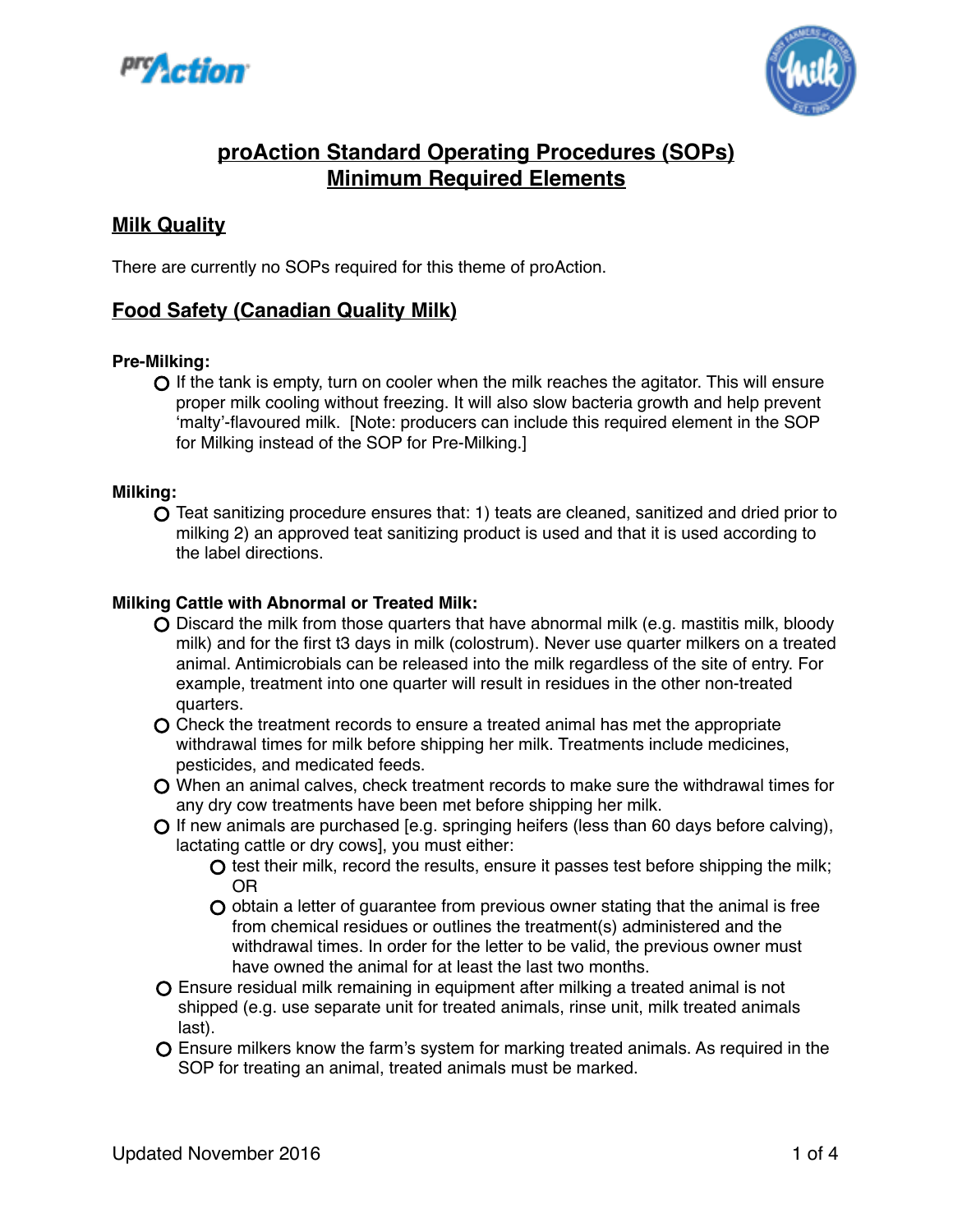# proAction Standard Operating Procedures (SOPs)
# Minimum Required Elements

## Milk Quality

There are currently no SOPs required for this theme of proAction.

## Food Safety (Canadian Quality Milk)

**Pre-Milking:**

- If the tank is empty, turn on cooler when the milk reaches the agitator. This will ensure proper milk cooling without freezing. It will also slow bacteria growth and help prevent 'malty'-flavoured milk. [Note: producers can include this required element in the SOP for Milking instead of the SOP for Pre-Milking.]

**Milking:**

- Teat sanitizing procedure ensures that: 1) teats are cleaned, sanitized and dried prior to milking 2) an approved teat sanitizing product is used and that it is used according to the label directions.

**Milking Cattle with Abnormal or Treated Milk:**

- Discard the milk from those quarters that have abnormal milk (e.g. mastitis milk, bloody milk) and for the first t3 days in milk (colostrum). Never use quarter milkers on a treated animal. Antimicrobials can be released into the milk regardless of the site of entry. For example, treatment into one quarter will result in residues in the other non-treated quarters.
- Check the treatment records to ensure a treated animal has met the appropriate withdrawal times for milk before shipping her milk. Treatments include medicines, pesticides, and medicated feeds.
- When an animal calves, check treatment records to make sure the withdrawal times for any dry cow treatments have been met before shipping her milk.
- If new animals are purchased [e.g. springing heifers (less than 60 days before calving), lactating cattle or dry cows], you must either:
  - test their milk, record the results, ensure it passes test before shipping the milk; OR
  - obtain a letter of guarantee from previous owner stating that the animal is free from chemical residues or outlines the treatment(s) administered and the withdrawal times. In order for the letter to be valid, the previous owner must have owned the animal for at least the last two months.
- Ensure residual milk remaining in equipment after milking a treated animal is not shipped (e.g. use separate unit for treated animals, rinse unit, milk treated animals last).
- Ensure milkers know the farm's system for marking treated animals. As required in the SOP for treating an animal, treated animals must be marked.

Updated November 2016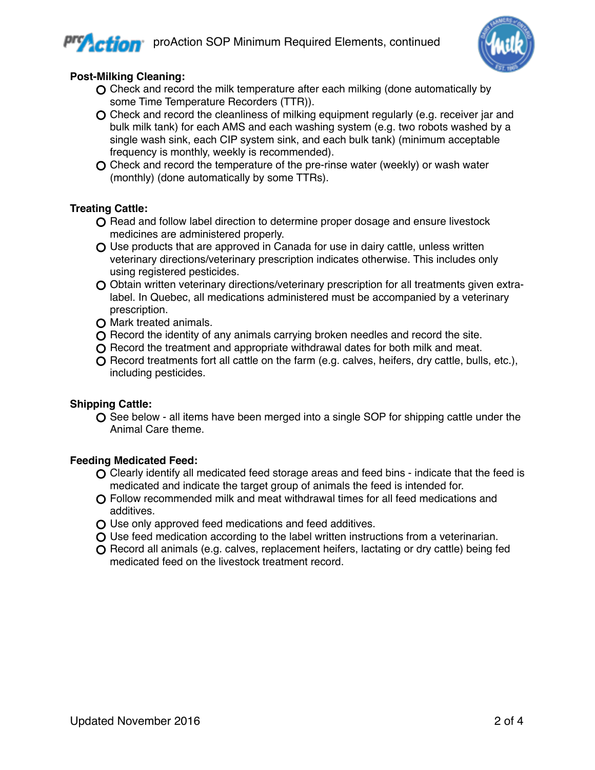**Post-Milking Cleaning:**

- Check and record the milk temperature after each milking (done automatically by some Time Temperature Recorders (TTR)).
- Check and record the cleanliness of milking equipment regularly (e.g. receiver jar and bulk milk tank) for each AMS and each washing system (e.g. two robots washed by a single wash sink, each CIP system sink, and each bulk tank) (minimum acceptable frequency is monthly, weekly is recommended).
- Check and record the temperature of the pre-rinse water (weekly) or wash water (monthly) (done automatically by some TTRs).

**Treating Cattle:**

- Read and follow label direction to determine proper dosage and ensure livestock medicines are administered properly.
- Use products that are approved in Canada for use in dairy cattle, unless written veterinary directions/veterinary prescription indicates otherwise. This includes only using registered pesticides.
- Obtain written veterinary directions/veterinary prescription for all treatments given extra-label. In Quebec, all medications administered must be accompanied by a veterinary prescription.
- Mark treated animals.
- Record the identity of any animals carrying broken needles and record the site.
- Record the treatment and appropriate withdrawal dates for both milk and meat.
- Record treatments fort all cattle on the farm (e.g. calves, heifers, dry cattle, bulls, etc.), including pesticides.

**Shipping Cattle:**

- See below - all items have been merged into a single SOP for shipping cattle under the Animal Care theme.

**Feeding Medicated Feed:**

- Clearly identify all medicated feed storage areas and feed bins - indicate that the feed is medicated and indicate the target group of animals the feed is intended for.
- Follow recommended milk and meat withdrawal times for all feed medications and additives.
- Use only approved feed medications and feed additives.
- Use feed medication according to the label written instructions from a veterinarian.
- Record all animals (e.g. calves, replacement heifers, lactating or dry cattle) being fed medicated feed on the livestock treatment record.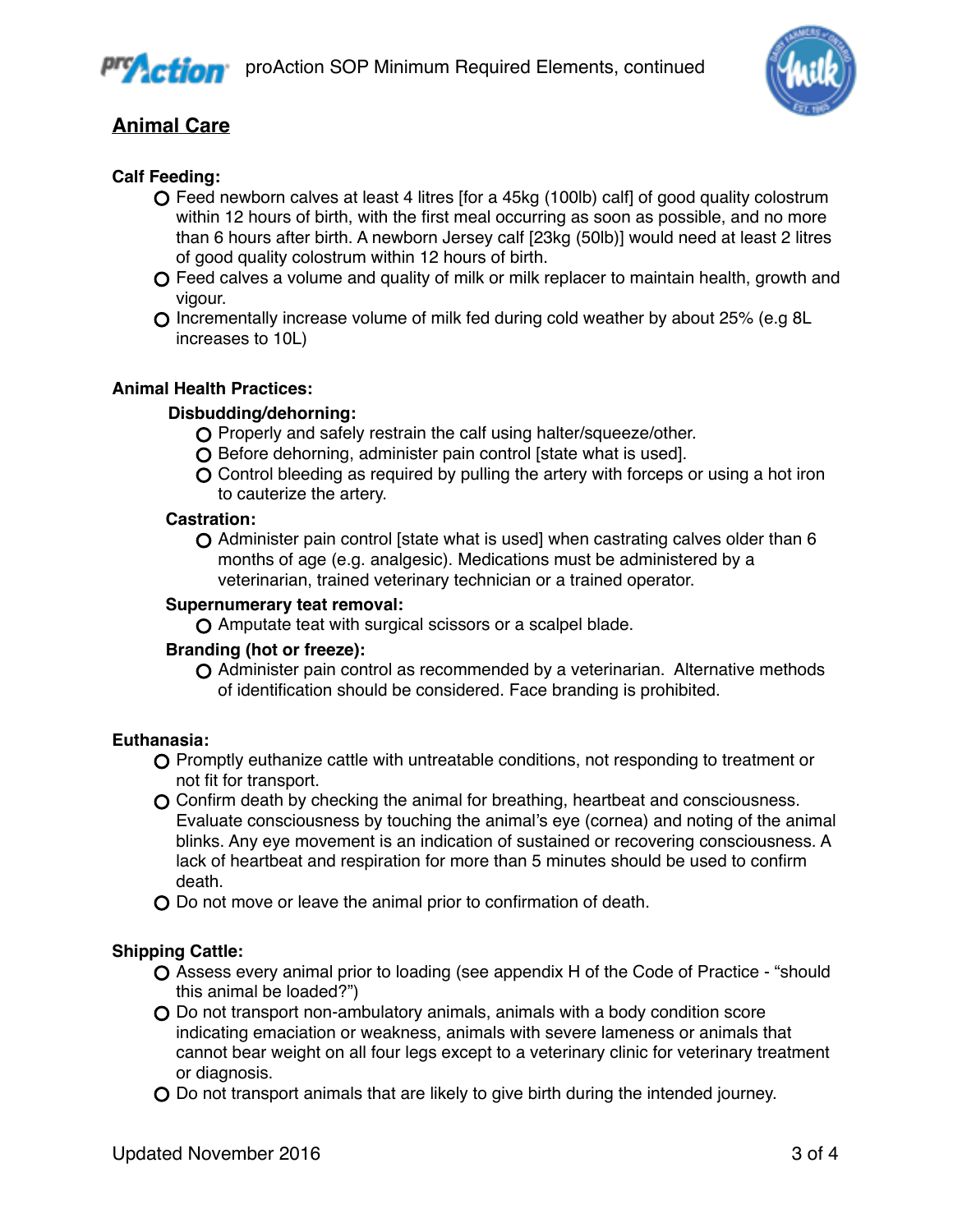## Animal Care

**Calf Feeding:**

- Feed newborn calves at least 4 litres [for a 45kg (100lb) calf] of good quality colostrum within 12 hours of birth, with the first meal occurring as soon as possible, and no more than 6 hours after birth. A newborn Jersey calf [23kg (50lb)] would need at least 2 litres of good quality colostrum within 12 hours of birth.
- Feed calves a volume and quality of milk or milk replacer to maintain health, growth and vigour.
- Incrementally increase volume of milk fed during cold weather by about 25% (e.g 8L increases to 10L)

**Animal Health Practices:**

**Disbudding/dehorning:**

- Properly and safely restrain the calf using halter/squeeze/other.
- Before dehorning, administer pain control [state what is used].
- Control bleeding as required by pulling the artery with forceps or using a hot iron to cauterize the artery.

**Castration:**

- Administer pain control [state what is used] when castrating calves older than 6 months of age (e.g. analgesic). Medications must be administered by a veterinarian, trained veterinary technician or a trained operator.

**Supernumerary teat removal:**

- Amputate teat with surgical scissors or a scalpel blade.

**Branding (hot or freeze):**

- Administer pain control as recommended by a veterinarian. Alternative methods of identification should be considered. Face branding is prohibited.

**Euthanasia:**

- Promptly euthanize cattle with untreatable conditions, not responding to treatment or not fit for transport.
- Confirm death by checking the animal for breathing, heartbeat and consciousness. Evaluate consciousness by touching the animal's eye (cornea) and noting of the animal blinks. Any eye movement is an indication of sustained or recovering consciousness. A lack of heartbeat and respiration for more than 5 minutes should be used to confirm death.
- Do not move or leave the animal prior to confirmation of death.

**Shipping Cattle:**

- Assess every animal prior to loading (see appendix H of the Code of Practice - "should this animal be loaded?")
- Do not transport non-ambulatory animals, animals with a body condition score indicating emaciation or weakness, animals with severe lameness or animals that cannot bear weight on all four legs except to a veterinary clinic for veterinary treatment or diagnosis.
- Do not transport animals that are likely to give birth during the intended journey.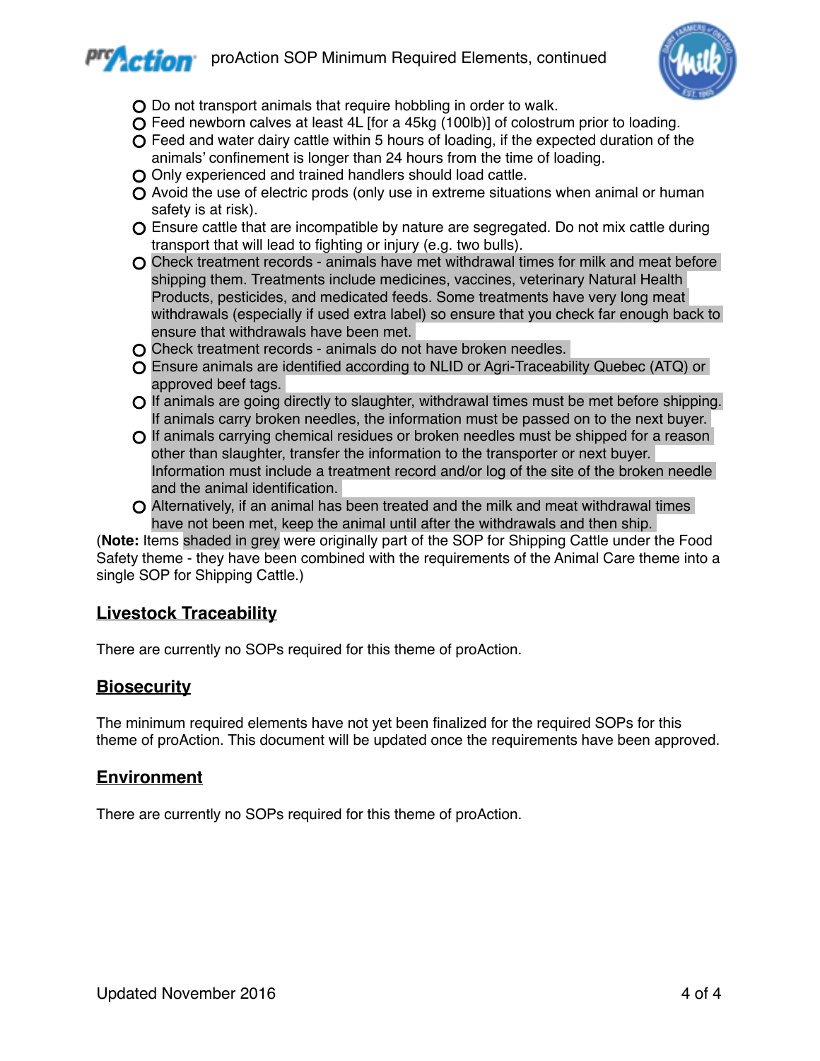- Do not transport animals that require hobbling in order to walk.
- Feed newborn calves at least 4L [for a 45kg (100lb)] of colostrum prior to loading.
- Feed and water dairy cattle within 5 hours of loading, if the expected duration of the animals' confinement is longer than 24 hours from the time of loading.
- Only experienced and trained handlers should load cattle.
- Avoid the use of electric prods (only use in extreme situations when animal or human safety is at risk).
- Ensure cattle that are incompatible by nature are segregated. Do not mix cattle during transport that will lead to fighting or injury (e.g. two bulls).
- Check treatment records - animals have met withdrawal times for milk and meat before shipping them. Treatments include medicines, vaccines, veterinary Natural Health Products, pesticides, and medicated feeds. Some treatments have very long meat withdrawals (especially if used extra label) so ensure that you check far enough back to ensure that withdrawals have been met.
- Check treatment records - animals do not have broken needles.
- Ensure animals are identified according to NLID or Agri-Traceability Quebec (ATQ) or approved beef tags.
- If animals are going directly to slaughter, withdrawal times must be met before shipping. If animals carry broken needles, the information must be passed on to the next buyer.
- If animals carrying chemical residues or broken needles must be shipped for a reason other than slaughter, transfer the information to the transporter or next buyer. Information must include a treatment record and/or log of the site of the broken needle and the animal identification.
- Alternatively, if an animal has been treated and the milk and meat withdrawal times have not been met, keep the animal until after the withdrawals and then ship.

(**Note:** Items shaded in grey were originally part of the SOP for Shipping Cattle under the Food Safety theme - they have been combined with the requirements of the Animal Care theme into a single SOP for Shipping Cattle.)

## Livestock Traceability

There are currently no SOPs required for this theme of proAction.

## Biosecurity

The minimum required elements have not yet been finalized for the required SOPs for this theme of proAction. This document will be updated once the requirements have been approved.

## Environment

There are currently no SOPs required for this theme of proAction.

Updated November 2016